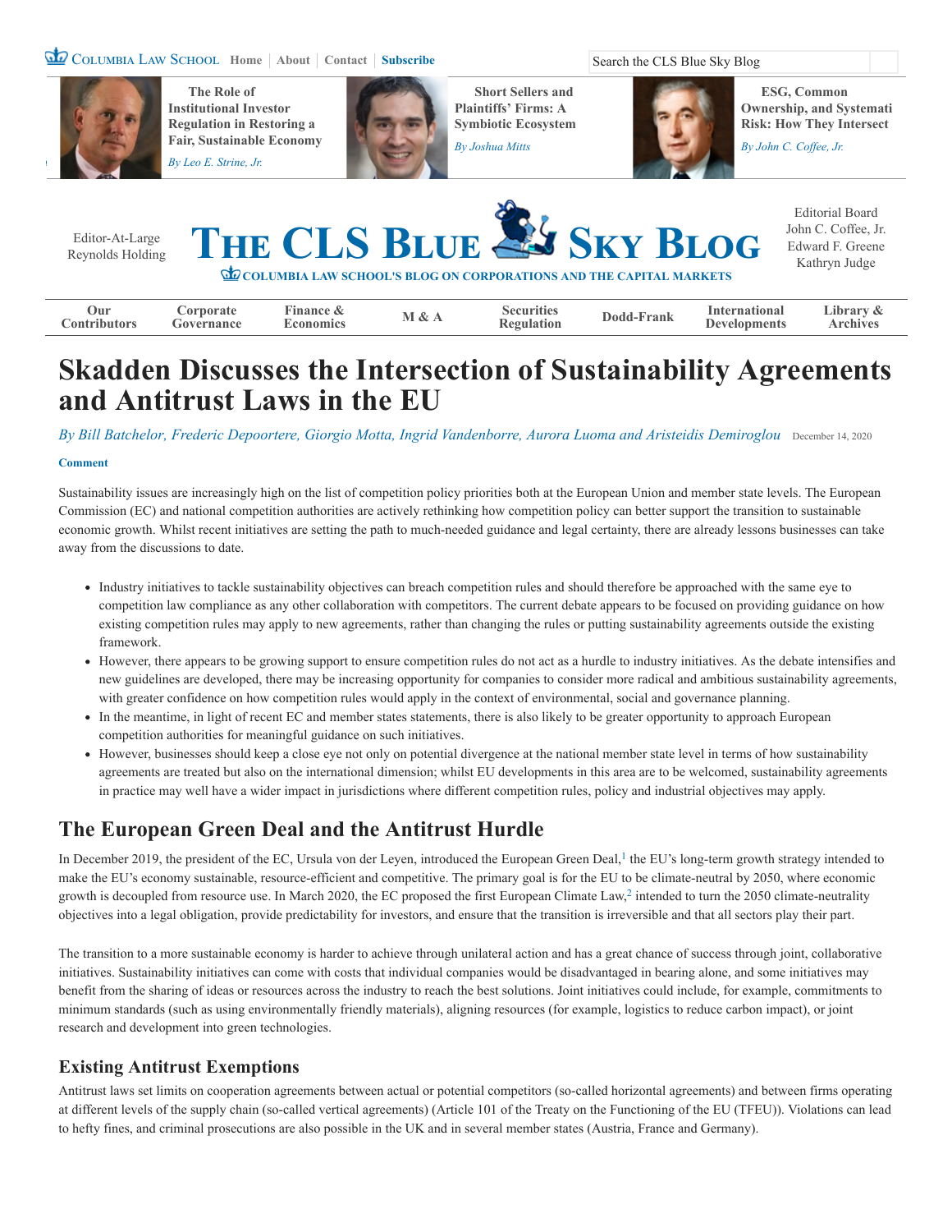# Skadden Discusses the Intersection of Sustainability Agreements and Antitrust Laws in the EU

*By Bill Batchelor, Frederic Depoortere, Giorgio Motta, Ingrid Vandenborre, Aurora Luoma and Aristeidis Demiroglou* December 14, 2020

Sustainability issues are increasingly high on the list of competition policy priorities both at the European Union and member state levels. The European Commission (EC) and national competition authorities are actively rethinking how competition policy can better support the transition to sustainable economic growth. Whilst recent initiatives are setting the path to much-needed guidance and legal certainty, there are already lessons businesses can take away from the discussions to date.

- Industry initiatives to tackle sustainability objectives can breach competition rules and should therefore be approached with the same eye to competition law compliance as any other collaboration with competitors. The current debate appears to be focused on providing guidance on how existing competition rules may apply to new agreements, rather than changing the rules or putting sustainability agreements outside the existing framework.
- However, there appears to be growing support to ensure competition rules do not act as a hurdle to industry initiatives. As the debate intensifies and new guidelines are developed, there may be increasing opportunity for companies to consider more radical and ambitious sustainability agreements, with greater confidence on how competition rules would apply in the context of environmental, social and governance planning.
- In the meantime, in light of recent EC and member states statements, there is also likely to be greater opportunity to approach European competition authorities for meaningful guidance on such initiatives.
- However, businesses should keep a close eye not only on potential divergence at the national member state level in terms of how sustainability agreements are treated but also on the international dimension; whilst EU developments in this area are to be welcomed, sustainability agreements in practice may well have a wider impact in jurisdictions where different competition rules, policy and industrial objectives may apply.

## The European Green Deal and the Antitrust Hurdle

In December 2019, the president of the EC, Ursula von der Leyen, introduced the European Green Deal,[1] the EU's long-term growth strategy intended to make the EU's economy sustainable, resource-efficient and competitive. The primary goal is for the EU to be climate-neutral by 2050, where economic growth is decoupled from resource use. In March 2020, the EC proposed the first European Climate Law,[2] intended to turn the 2050 climate-neutrality objectives into a legal obligation, provide predictability for investors, and ensure that the transition is irreversible and that all sectors play their part.

The transition to a more sustainable economy is harder to achieve through unilateral action and has a great chance of success through joint, collaborative initiatives. Sustainability initiatives can come with costs that individual companies would be disadvantaged in bearing alone, and some initiatives may benefit from the sharing of ideas or resources across the industry to reach the best solutions. Joint initiatives could include, for example, commitments to minimum standards (such as using environmentally friendly materials), aligning resources (for example, logistics to reduce carbon impact), or joint research and development into green technologies.

### Existing Antitrust Exemptions

Antitrust laws set limits on cooperation agreements between actual or potential competitors (so-called horizontal agreements) and between firms operating at different levels of the supply chain (so-called vertical agreements) (Article 101 of the Treaty on the Functioning of the EU (TFEU)). Violations can lead to hefty fines, and criminal prosecutions are also possible in the UK and in several member states (Austria, France and Germany).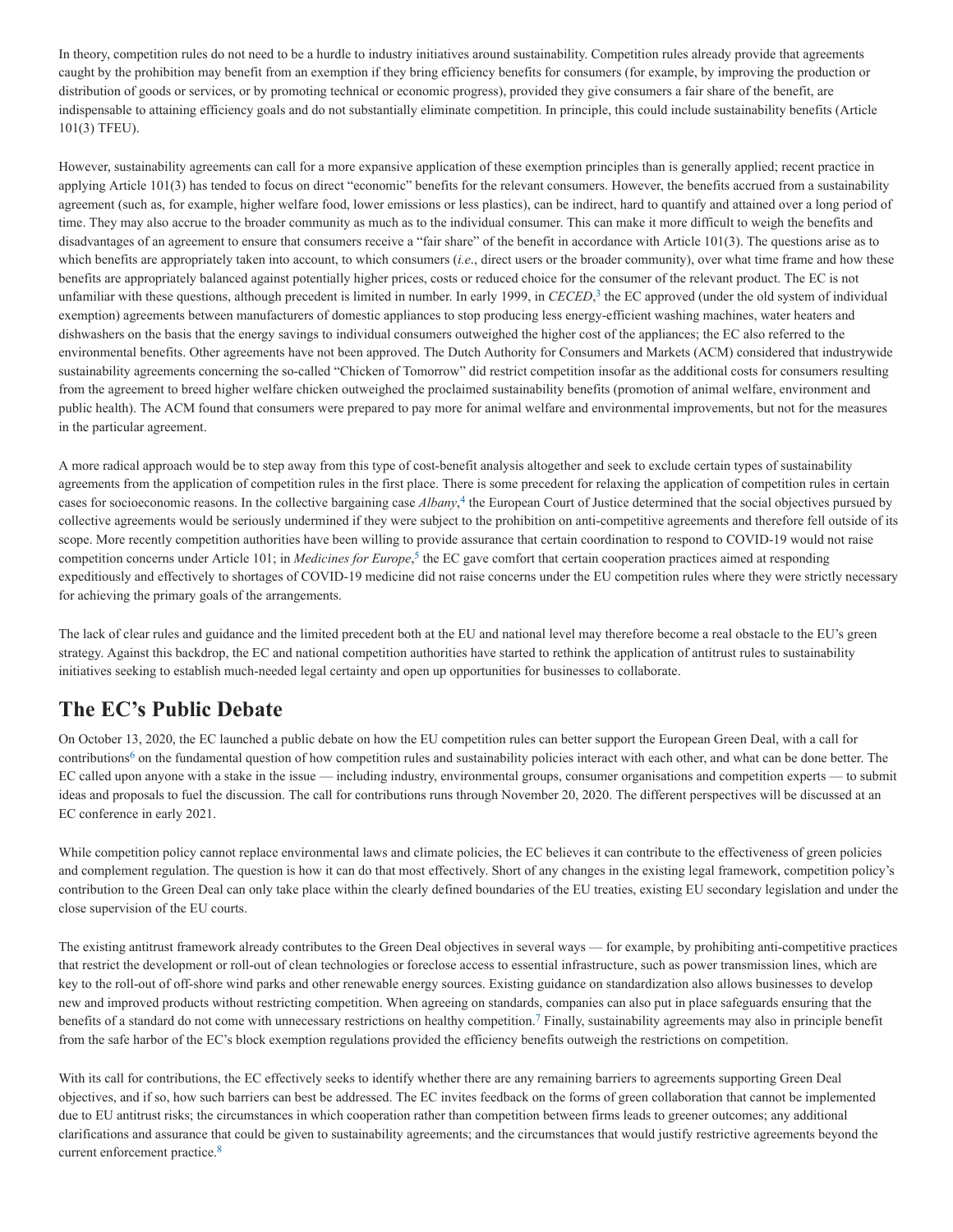In theory, competition rules do not need to be a hurdle to industry initiatives around sustainability. Competition rules already provide that agreements caught by the prohibition may benefit from an exemption if they bring efficiency benefits for consumers (for example, by improving the production or distribution of goods or services, or by promoting technical or economic progress), provided they give consumers a fair share of the benefit, are indispensable to attaining efficiency goals and do not substantially eliminate competition. In principle, this could include sustainability benefits (Article 101(3) TFEU).

However, sustainability agreements can call for a more expansive application of these exemption principles than is generally applied; recent practice in applying Article 101(3) has tended to focus on direct "economic" benefits for the relevant consumers. However, the benefits accrued from a sustainability agreement (such as, for example, higher welfare food, lower emissions or less plastics), can be indirect, hard to quantify and attained over a long period of time. They may also accrue to the broader community as much as to the individual consumer. This can make it more difficult to weigh the benefits and disadvantages of an agreement to ensure that consumers receive a "fair share" of the benefit in accordance with Article 101(3). The questions arise as to which benefits are appropriately taken into account, to which consumers (*i.e*., direct users or the broader community), over what time frame and how these benefits are appropriately balanced against potentially higher prices, costs or reduced choice for the consumer of the relevant product. The EC is not unfamiliar with these questions, although precedent is limited in number. In early 1999, in *CECED*,[3] the EC approved (under the old system of individual exemption) agreements between manufacturers of domestic appliances to stop producing less energy-efficient washing machines, water heaters and dishwashers on the basis that the energy savings to individual consumers outweighed the higher cost of the appliances; the EC also referred to the environmental benefits. Other agreements have not been approved. The Dutch Authority for Consumers and Markets (ACM) considered that industrywide sustainability agreements concerning the so-called "Chicken of Tomorrow" did restrict competition insofar as the additional costs for consumers resulting from the agreement to breed higher welfare chicken outweighed the proclaimed sustainability benefits (promotion of animal welfare, environment and public health). The ACM found that consumers were prepared to pay more for animal welfare and environmental improvements, but not for the measures in the particular agreement.

A more radical approach would be to step away from this type of cost-benefit analysis altogether and seek to exclude certain types of sustainability agreements from the application of competition rules in the first place. There is some precedent for relaxing the application of competition rules in certain cases for socioeconomic reasons. In the collective bargaining case *Albany*,[4] the European Court of Justice determined that the social objectives pursued by collective agreements would be seriously undermined if they were subject to the prohibition on anti-competitive agreements and therefore fell outside of its scope. More recently competition authorities have been willing to provide assurance that certain coordination to respond to COVID-19 would not raise competition concerns under Article 101; in *Medicines for Europe*,[5] the EC gave comfort that certain cooperation practices aimed at responding expeditiously and effectively to shortages of COVID-19 medicine did not raise concerns under the EU competition rules where they were strictly necessary for achieving the primary goals of the arrangements.

The lack of clear rules and guidance and the limited precedent both at the EU and national level may therefore become a real obstacle to the EU's green strategy. Against this backdrop, the EC and national competition authorities have started to rethink the application of antitrust rules to sustainability initiatives seeking to establish much-needed legal certainty and open up opportunities for businesses to collaborate.

## The EC's Public Debate

On October 13, 2020, the EC launched a public debate on how the EU competition rules can better support the European Green Deal, with a call for contributions[6] on the fundamental question of how competition rules and sustainability policies interact with each other, and what can be done better. The EC called upon anyone with a stake in the issue — including industry, environmental groups, consumer organisations and competition experts — to submit ideas and proposals to fuel the discussion. The call for contributions runs through November 20, 2020. The different perspectives will be discussed at an EC conference in early 2021.

While competition policy cannot replace environmental laws and climate policies, the EC believes it can contribute to the effectiveness of green policies and complement regulation. The question is how it can do that most effectively. Short of any changes in the existing legal framework, competition policy's contribution to the Green Deal can only take place within the clearly defined boundaries of the EU treaties, existing EU secondary legislation and under the close supervision of the EU courts.

The existing antitrust framework already contributes to the Green Deal objectives in several ways — for example, by prohibiting anti-competitive practices that restrict the development or roll-out of clean technologies or foreclose access to essential infrastructure, such as power transmission lines, which are key to the roll-out of off-shore wind parks and other renewable energy sources. Existing guidance on standardization also allows businesses to develop new and improved products without restricting competition. When agreeing on standards, companies can also put in place safeguards ensuring that the benefits of a standard do not come with unnecessary restrictions on healthy competition.[7] Finally, sustainability agreements may also in principle benefit from the safe harbor of the EC's block exemption regulations provided the efficiency benefits outweigh the restrictions on competition.

With its call for contributions, the EC effectively seeks to identify whether there are any remaining barriers to agreements supporting Green Deal objectives, and if so, how such barriers can best be addressed. The EC invites feedback on the forms of green collaboration that cannot be implemented due to EU antitrust risks; the circumstances in which cooperation rather than competition between firms leads to greener outcomes; any additional clarifications and assurance that could be given to sustainability agreements; and the circumstances that would justify restrictive agreements beyond the current enforcement practice.[8]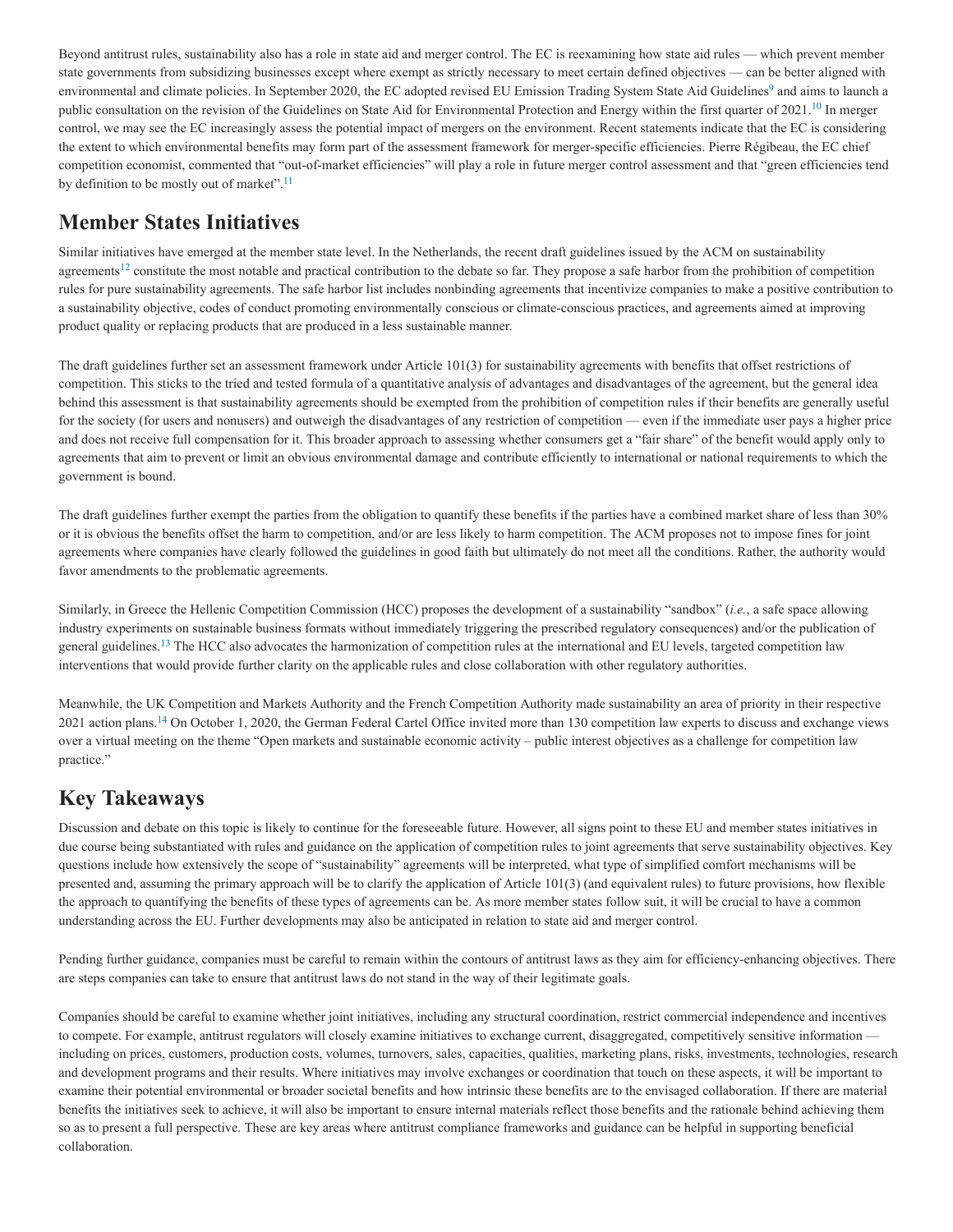Beyond antitrust rules, sustainability also has a role in state aid and merger control. The EC is reexamining how state aid rules — which prevent member state governments from subsidizing businesses except where exempt as strictly necessary to meet certain defined objectives — can be better aligned with environmental and climate policies. In September 2020, the EC adopted revised EU Emission Trading System State Aid Guidelines[9] and aims to launch a public consultation on the revision of the Guidelines on State Aid for Environmental Protection and Energy within the first quarter of 2021.[10] In merger control, we may see the EC increasingly assess the potential impact of mergers on the environment. Recent statements indicate that the EC is considering the extent to which environmental benefits may form part of the assessment framework for merger-specific efficiencies. Pierre Régibeau, the EC chief competition economist, commented that "out-of-market efficiencies" will play a role in future merger control assessment and that "green efficiencies tend by definition to be mostly out of market".[11]

## Member States Initiatives

Similar initiatives have emerged at the member state level. In the Netherlands, the recent draft guidelines issued by the ACM on sustainability agreements[12] constitute the most notable and practical contribution to the debate so far. They propose a safe harbor from the prohibition of competition rules for pure sustainability agreements. The safe harbor list includes nonbinding agreements that incentivize companies to make a positive contribution to a sustainability objective, codes of conduct promoting environmentally conscious or climate-conscious practices, and agreements aimed at improving product quality or replacing products that are produced in a less sustainable manner.

The draft guidelines further set an assessment framework under Article 101(3) for sustainability agreements with benefits that offset restrictions of competition. This sticks to the tried and tested formula of a quantitative analysis of advantages and disadvantages of the agreement, but the general idea behind this assessment is that sustainability agreements should be exempted from the prohibition of competition rules if their benefits are generally useful for the society (for users and nonusers) and outweigh the disadvantages of any restriction of competition — even if the immediate user pays a higher price and does not receive full compensation for it. This broader approach to assessing whether consumers get a "fair share" of the benefit would apply only to agreements that aim to prevent or limit an obvious environmental damage and contribute efficiently to international or national requirements to which the government is bound.

The draft guidelines further exempt the parties from the obligation to quantify these benefits if the parties have a combined market share of less than 30% or it is obvious the benefits offset the harm to competition, and/or are less likely to harm competition. The ACM proposes not to impose fines for joint agreements where companies have clearly followed the guidelines in good faith but ultimately do not meet all the conditions. Rather, the authority would favor amendments to the problematic agreements.

Similarly, in Greece the Hellenic Competition Commission (HCC) proposes the development of a sustainability "sandbox" (*i.e.*, a safe space allowing industry experiments on sustainable business formats without immediately triggering the prescribed regulatory consequences) and/or the publication of general guidelines.[13] The HCC also advocates the harmonization of competition rules at the international and EU levels, targeted competition law interventions that would provide further clarity on the applicable rules and close collaboration with other regulatory authorities.

Meanwhile, the UK Competition and Markets Authority and the French Competition Authority made sustainability an area of priority in their respective 2021 action plans.[14] On October 1, 2020, the German Federal Cartel Office invited more than 130 competition law experts to discuss and exchange views over a virtual meeting on the theme "Open markets and sustainable economic activity – public interest objectives as a challenge for competition law practice."

## Key Takeaways

Discussion and debate on this topic is likely to continue for the foreseeable future. However, all signs point to these EU and member states initiatives in due course being substantiated with rules and guidance on the application of competition rules to joint agreements that serve sustainability objectives. Key questions include how extensively the scope of "sustainability" agreements will be interpreted, what type of simplified comfort mechanisms will be presented and, assuming the primary approach will be to clarify the application of Article 101(3) (and equivalent rules) to future provisions, how flexible the approach to quantifying the benefits of these types of agreements can be. As more member states follow suit, it will be crucial to have a common understanding across the EU. Further developments may also be anticipated in relation to state aid and merger control.

Pending further guidance, companies must be careful to remain within the contours of antitrust laws as they aim for efficiency-enhancing objectives. There are steps companies can take to ensure that antitrust laws do not stand in the way of their legitimate goals.

Companies should be careful to examine whether joint initiatives, including any structural coordination, restrict commercial independence and incentives to compete. For example, antitrust regulators will closely examine initiatives to exchange current, disaggregated, competitively sensitive information — including on prices, customers, production costs, volumes, turnovers, sales, capacities, qualities, marketing plans, risks, investments, technologies, research and development programs and their results. Where initiatives may involve exchanges or coordination that touch on these aspects, it will be important to examine their potential environmental or broader societal benefits and how intrinsic these benefits are to the envisaged collaboration. If there are material benefits the initiatives seek to achieve, it will also be important to ensure internal materials reflect those benefits and the rationale behind achieving them so as to present a full perspective. These are key areas where antitrust compliance frameworks and guidance can be helpful in supporting beneficial collaboration.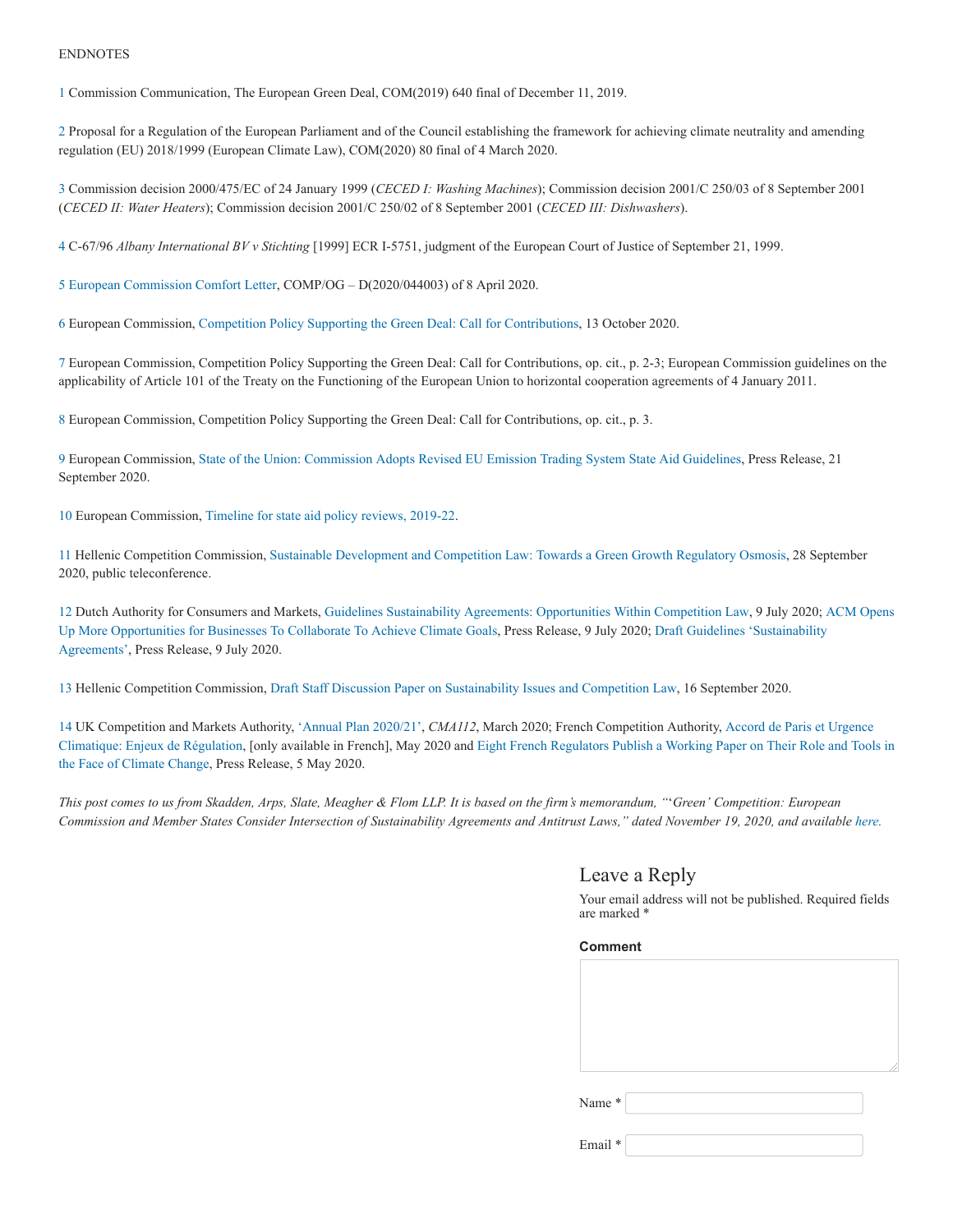ENDNOTES

1 Commission Communication, The European Green Deal, COM(2019) 640 final of December 11, 2019.

2 Proposal for a Regulation of the European Parliament and of the Council establishing the framework for achieving climate neutrality and amending regulation (EU) 2018/1999 (European Climate Law), COM(2020) 80 final of 4 March 2020.

3 Commission decision 2000/475/EC of 24 January 1999 (*CECED I: Washing Machines*); Commission decision 2001/C 250/03 of 8 September 2001 (*CECED II: Water Heaters*); Commission decision 2001/C 250/02 of 8 September 2001 (*CECED III: Dishwashers*).

4 C-67/96 *Albany International BV v Stichting* [1999] ECR I-5751, judgment of the European Court of Justice of September 21, 1999.

5 European Commission Comfort Letter, COMP/OG – D(2020/044003) of 8 April 2020.

6 European Commission, Competition Policy Supporting the Green Deal: Call for Contributions, 13 October 2020.

7 European Commission, Competition Policy Supporting the Green Deal: Call for Contributions, op. cit., p. 2-3; European Commission guidelines on the applicability of Article 101 of the Treaty on the Functioning of the European Union to horizontal cooperation agreements of 4 January 2011.

8 European Commission, Competition Policy Supporting the Green Deal: Call for Contributions, op. cit., p. 3.

9 European Commission, State of the Union: Commission Adopts Revised EU Emission Trading System State Aid Guidelines, Press Release, 21 September 2020.

10 European Commission, Timeline for state aid policy reviews, 2019-22.

11 Hellenic Competition Commission, Sustainable Development and Competition Law: Towards a Green Growth Regulatory Osmosis, 28 September 2020, public teleconference.

12 Dutch Authority for Consumers and Markets, Guidelines Sustainability Agreements: Opportunities Within Competition Law, 9 July 2020; ACM Opens Up More Opportunities for Businesses To Collaborate To Achieve Climate Goals, Press Release, 9 July 2020; Draft Guidelines 'Sustainability Agreements', Press Release, 9 July 2020.

13 Hellenic Competition Commission, Draft Staff Discussion Paper on Sustainability Issues and Competition Law, 16 September 2020.

14 UK Competition and Markets Authority, 'Annual Plan 2020/21', *CMA112*, March 2020; French Competition Authority, Accord de Paris et Urgence Climatique: Enjeux de Régulation, [only available in French], May 2020 and Eight French Regulators Publish a Working Paper on Their Role and Tools in the Face of Climate Change, Press Release, 5 May 2020.

*This post comes to us from Skadden, Arps, Slate, Meagher & Flom LLP. It is based on the firm's memorandum, "'Green' Competition: European Commission and Member States Consider Intersection of Sustainability Agreements and Antitrust Laws," dated November 19, 2020, and available here.*

## Leave a Reply

Your email address will not be published. Required fields are marked *

**Comment**

Name *

Email *